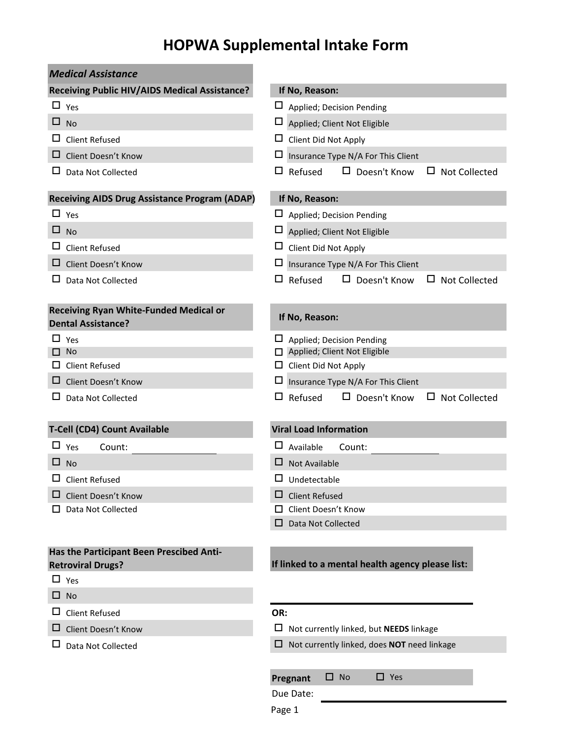# HOPWA Supplemental Intake Form

## *Medical Assistance*

**Receiving Public HIV/AIDS Medical Assistance?**

- ☐ Yes
- ☐ No
- ☐ Client Refused
- ☐ Client Doesn't Know
- ☐ Data Not Collected

**If No, Reason:**

- ☐ Applied; Decision Pending
- ☐ Applied; Client Not Eligible
- ☐ Client Did Not Apply
- ☐ Insurance Type N/A For This Client
- ☐ Refused ☐ Doesn't Know ☐ Not Collected

**Receiving AIDS Drug Assistance Program (ADAP)**

- ☐ Yes
- ☐ No
- ☐ Client Refused
- ☐ Client Doesn't Know
- ☐ Data Not Collected

**If No, Reason:**

- ☐ Applied; Decision Pending
- ☐ Applied; Client Not Eligible
- ☐ Client Did Not Apply
- ☐ Insurance Type N/A For This Client
- ☐ Refused ☐ Doesn't Know ☐ Not Collected

**Receiving Ryan White-Funded Medical or Dental Assistance?**

- ☐ Yes
- ☐ No
- ☐ Client Refused
- ☐ Client Doesn't Know
- ☐ Data Not Collected

**If No, Reason:**

- ☐ Applied; Decision Pending
- ☐ Applied; Client Not Eligible
- ☐ Client Did Not Apply
- ☐ Insurance Type N/A For This Client
- ☐ Refused ☐ Doesn't Know ☐ Not Collected

**T-Cell (CD4) Count Available**

- ☐ Yes Count: ______________
- ☐ No
- ☐ Client Refused
- ☐ Client Doesn't Know
- ☐ Data Not Collected

**Viral Load Information**

- ☐ Available Count: ______________
- ☐ Not Available
- ☐ Undetectable
- ☐ Client Refused
- ☐ Client Doesn't Know
- ☐ Data Not Collected

**Has the Participant Been Prescibed Anti-Retroviral Drugs?**

- ☐ Yes
- ☐ No
- ☐ Client Refused
- ☐ Client Doesn't Know
- ☐ Data Not Collected

**If linked to a mental health agency please list:**

______________________________

**OR:**

- ☐ Not currently linked, but **NEEDS** linkage
- ☐ Not currently linked, does **NOT** need linkage

**Pregnant** ☐ No ☐ Yes

Due Date: ______________________________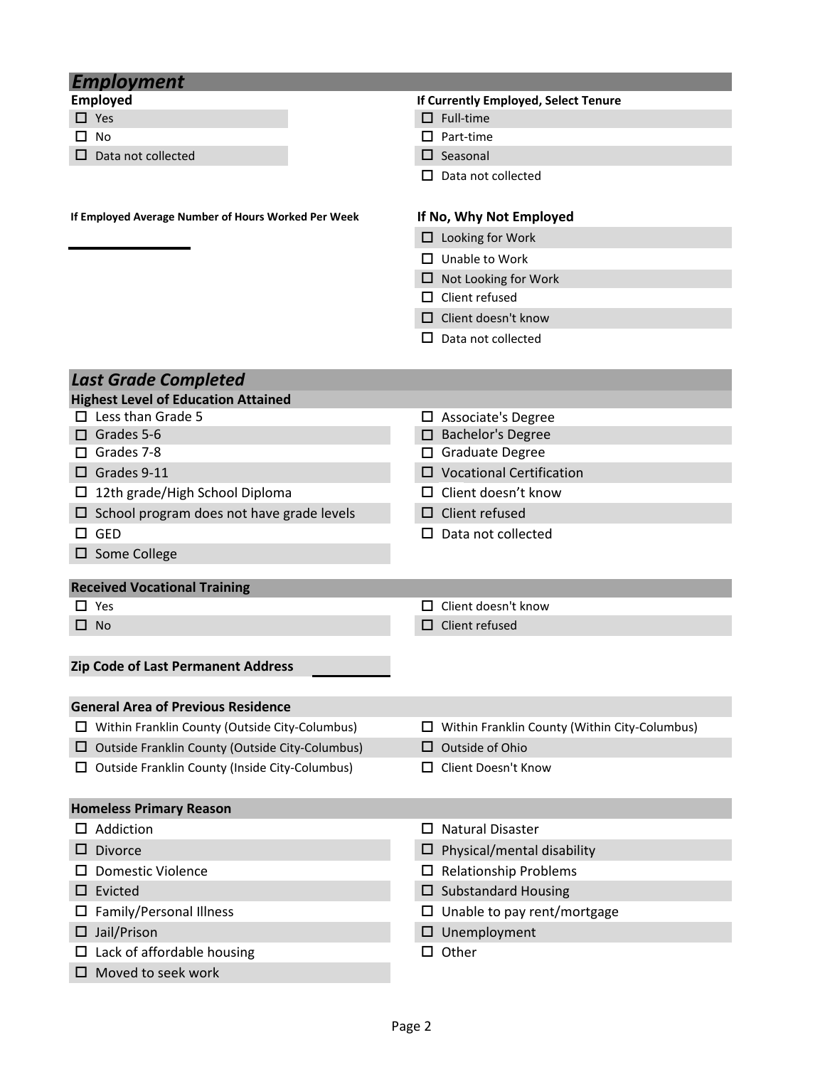## *Employment*

**Employed**

- ☐ Yes
- ☐ No
- ☐ Data not collected

**If Currently Employed, Select Tenure**

- ☐ Full-time
- ☐ Part-time
- ☐ Seasonal
- ☐ Data not collected

**If Employed Average Number of Hours Worked Per Week**

\_\_\_\_\_\_\_\_\_\_\_\_

**If No, Why Not Employed**

- ☐ Looking for Work
- ☐ Unable to Work
- ☐ Not Looking for Work
- ☐ Client refused
- ☐ Client doesn't know
- ☐ Data not collected

## *Last Grade Completed*

**Highest Level of Education Attained**

- ☐ Less than Grade 5
- ☐ Grades 5-6
- ☐ Grades 7-8
- ☐ Grades 9-11
- ☐ 12th grade/High School Diploma
- ☐ School program does not have grade levels
- ☐ GED
- ☐ Some College
- ☐ Associate's Degree
- ☐ Bachelor's Degree
- ☐ Graduate Degree
- ☐ Vocational Certification
- ☐ Client doesn't know
- ☐ Client refused
- ☐ Data not collected

**Received Vocational Training**

- ☐ Yes
- ☐ No
- ☐ Client doesn't know
- ☐ Client refused

**Zip Code of Last Permanent Address** \_\_\_\_\_\_\_\_\_\_\_\_

**General Area of Previous Residence**

- ☐ Within Franklin County (Outside City-Columbus)
- ☐ Outside Franklin County (Outside City-Columbus)
- ☐ Outside Franklin County (Inside City-Columbus)
- ☐ Within Franklin County (Within City-Columbus)
- ☐ Outside of Ohio
- ☐ Client Doesn't Know

**Homeless Primary Reason**

- ☐ Addiction
- ☐ Divorce
- ☐ Domestic Violence
- ☐ Evicted
- ☐ Family/Personal Illness
- ☐ Jail/Prison
- ☐ Lack of affordable housing
- ☐ Moved to seek work
- ☐ Natural Disaster
- ☐ Physical/mental disability
- ☐ Relationship Problems
- ☐ Substandard Housing
- ☐ Unable to pay rent/mortgage
- ☐ Unemployment
- ☐ Other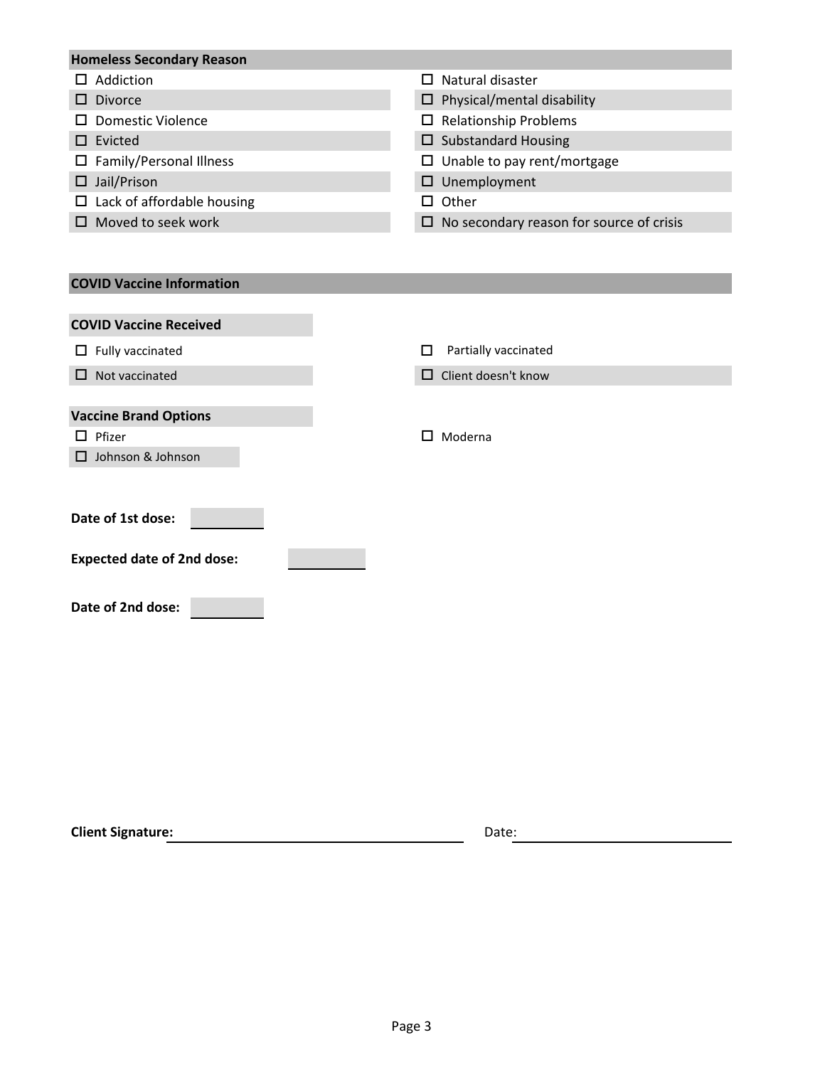## Homeless Secondary Reason

- ☐ Addiction
- ☐ Divorce
- ☐ Domestic Violence
- ☐ Evicted
- ☐ Family/Personal Illness
- ☐ Jail/Prison
- ☐ Lack of affordable housing
- ☐ Moved to seek work
- ☐ Natural disaster
- ☐ Physical/mental disability
- ☐ Relationship Problems
- ☐ Substandard Housing
- ☐ Unable to pay rent/mortgage
- ☐ Unemployment
- ☐ Other
- ☐ No secondary reason for source of crisis

## COVID Vaccine Information

### COVID Vaccine Received

- ☐ Fully vaccinated
- ☐ Partially vaccinated
- ☐ Not vaccinated
- ☐ Client doesn't know

### Vaccine Brand Options

- ☐ Pfizer
- ☐ Moderna
- ☐ Johnson & Johnson

**Date of 1st dose:** ____________

**Expected date of 2nd dose:** ____________

**Date of 2nd dose:** ____________

**Client Signature:** ______________________________ Date: ____________________